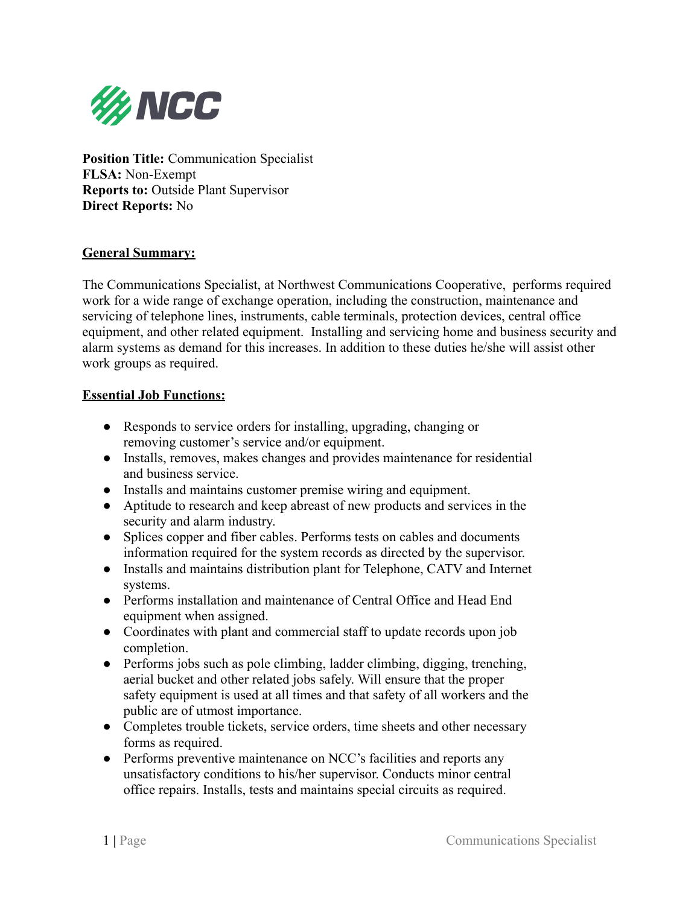**Position Title:** Communication Specialist
**FLSA:** Non-Exempt
**Reports to:** Outside Plant Supervisor
**Direct Reports:** No

## General Summary:

The Communications Specialist, at Northwest Communications Cooperative, performs required work for a wide range of exchange operation, including the construction, maintenance and servicing of telephone lines, instruments, cable terminals, protection devices, central office equipment, and other related equipment. Installing and servicing home and business security and alarm systems as demand for this increases. In addition to these duties he/she will assist other work groups as required.

## Essential Job Functions:

- Responds to service orders for installing, upgrading, changing or removing customer's service and/or equipment.
- Installs, removes, makes changes and provides maintenance for residential and business service.
- Installs and maintains customer premise wiring and equipment.
- Aptitude to research and keep abreast of new products and services in the security and alarm industry.
- Splices copper and fiber cables. Performs tests on cables and documents information required for the system records as directed by the supervisor.
- Installs and maintains distribution plant for Telephone, CATV and Internet systems.
- Performs installation and maintenance of Central Office and Head End equipment when assigned.
- Coordinates with plant and commercial staff to update records upon job completion.
- Performs jobs such as pole climbing, ladder climbing, digging, trenching, aerial bucket and other related jobs safely. Will ensure that the proper safety equipment is used at all times and that safety of all workers and the public are of utmost importance.
- Completes trouble tickets, service orders, time sheets and other necessary forms as required.
- Performs preventive maintenance on NCC's facilities and reports any unsatisfactory conditions to his/her supervisor. Conducts minor central office repairs. Installs, tests and maintains special circuits as required.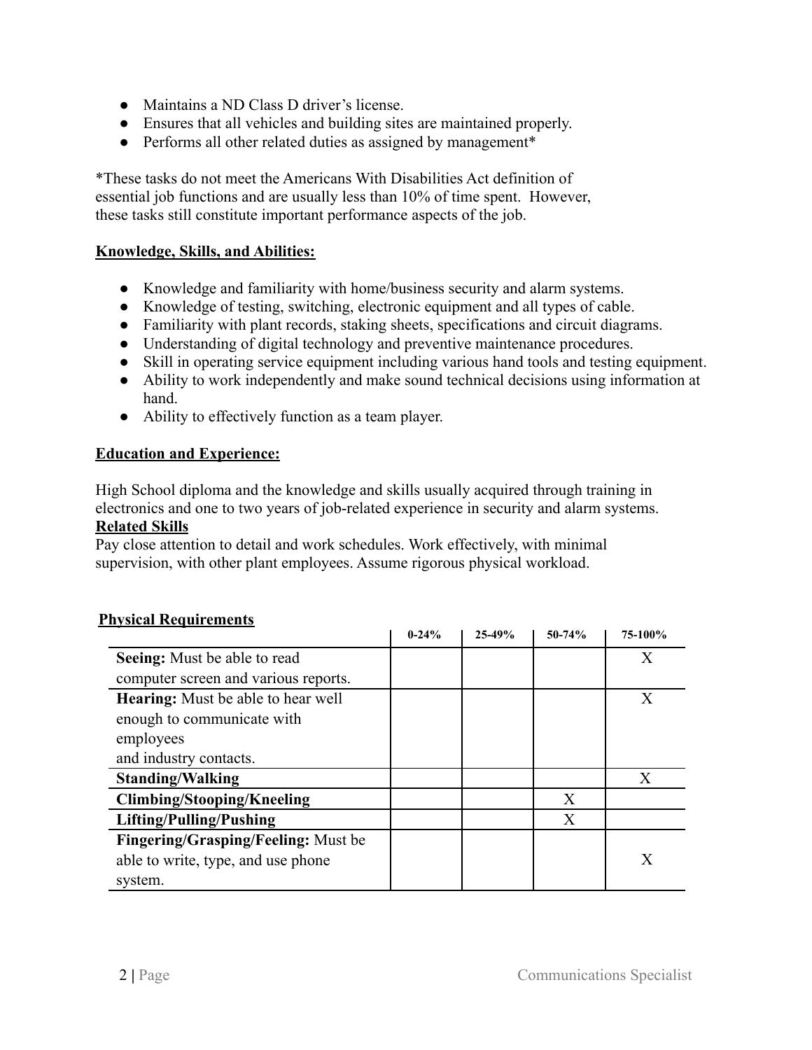- Maintains a ND Class D driver's license.
- Ensures that all vehicles and building sites are maintained properly.
- Performs all other related duties as assigned by management*

*These tasks do not meet the Americans With Disabilities Act definition of essential job functions and are usually less than 10% of time spent. However, these tasks still constitute important performance aspects of the job.

## Knowledge, Skills, and Abilities:

- Knowledge and familiarity with home/business security and alarm systems.
- Knowledge of testing, switching, electronic equipment and all types of cable.
- Familiarity with plant records, staking sheets, specifications and circuit diagrams.
- Understanding of digital technology and preventive maintenance procedures.
- Skill in operating service equipment including various hand tools and testing equipment.
- Ability to work independently and make sound technical decisions using information at hand.
- Ability to effectively function as a team player.

## Education and Experience:

High School diploma and the knowledge and skills usually acquired through training in electronics and one to two years of job-related experience in security and alarm systems.

## Related Skills

Pay close attention to detail and work schedules. Work effectively, with minimal supervision, with other plant employees. Assume rigorous physical workload.

## Physical Requirements

| | 0-24% | 25-49% | 50-74% | 75-100% |
|---|---|---|---|---|
| **Seeing:** Must be able to read computer screen and various reports. | | | | X |
| **Hearing:** Must be able to hear well enough to communicate with employees and industry contacts. | | | | X |
| **Standing/Walking** | | | | X |
| **Climbing/Stooping/Kneeling** | | | X | |
| **Lifting/Pulling/Pushing** | | | X | |
| **Fingering/Grasping/Feeling:** Must be able to write, type, and use phone system. | | | | X |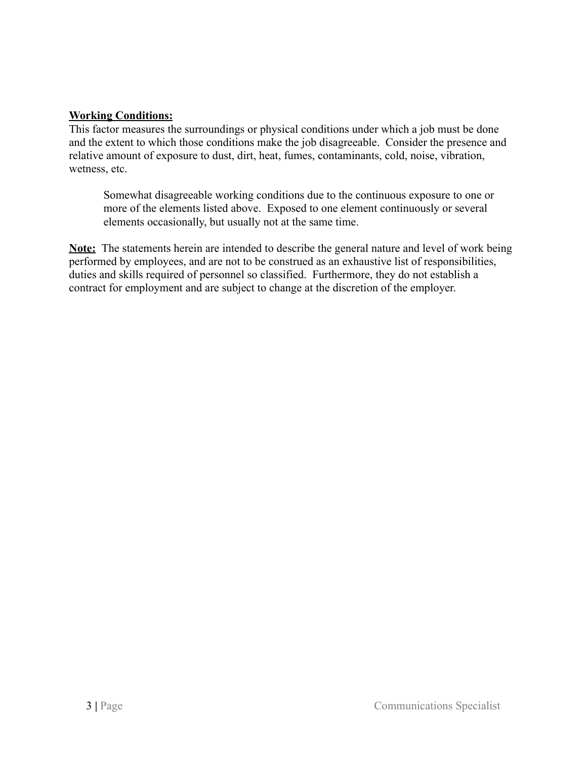**Working Conditions:**
This factor measures the surroundings or physical conditions under which a job must be done and the extent to which those conditions make the job disagreeable. Consider the presence and relative amount of exposure to dust, dirt, heat, fumes, contaminants, cold, noise, vibration, wetness, etc.

> Somewhat disagreeable working conditions due to the continuous exposure to one or more of the elements listed above. Exposed to one element continuously or several elements occasionally, but usually not at the same time.

**Note:** The statements herein are intended to describe the general nature and level of work being performed by employees, and are not to be construed as an exhaustive list of responsibilities, duties and skills required of personnel so classified. Furthermore, they do not establish a contract for employment and are subject to change at the discretion of the employer.